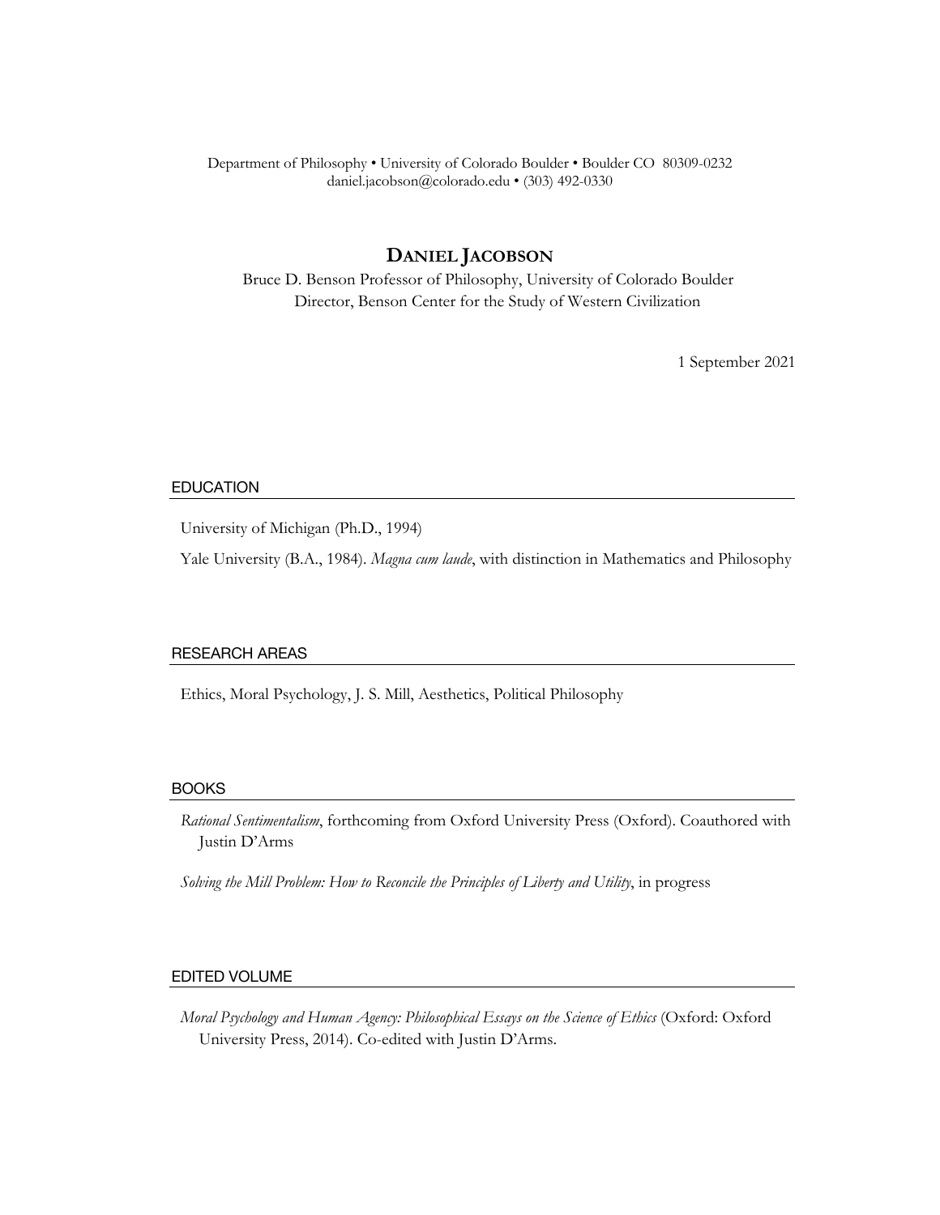Department of Philosophy • University of Colorado Boulder • Boulder CO 80309-0232
daniel.jacobson@colorado.edu • (303) 492-0330

# DANIEL JACOBSON

Bruce D. Benson Professor of Philosophy, University of Colorado Boulder
Director, Benson Center for the Study of Western Civilization

1 September 2021

## EDUCATION

University of Michigan (Ph.D., 1994)

Yale University (B.A., 1984). *Magna cum laude*, with distinction in Mathematics and Philosophy

## RESEARCH AREAS

Ethics, Moral Psychology, J. S. Mill, Aesthetics, Political Philosophy

## BOOKS

*Rational Sentimentalism*, forthcoming from Oxford University Press (Oxford). Coauthored with Justin D'Arms

*Solving the Mill Problem: How to Reconcile the Principles of Liberty and Utility*, in progress

## EDITED VOLUME

*Moral Psychology and Human Agency: Philosophical Essays on the Science of Ethics* (Oxford: Oxford University Press, 2014). Co-edited with Justin D'Arms.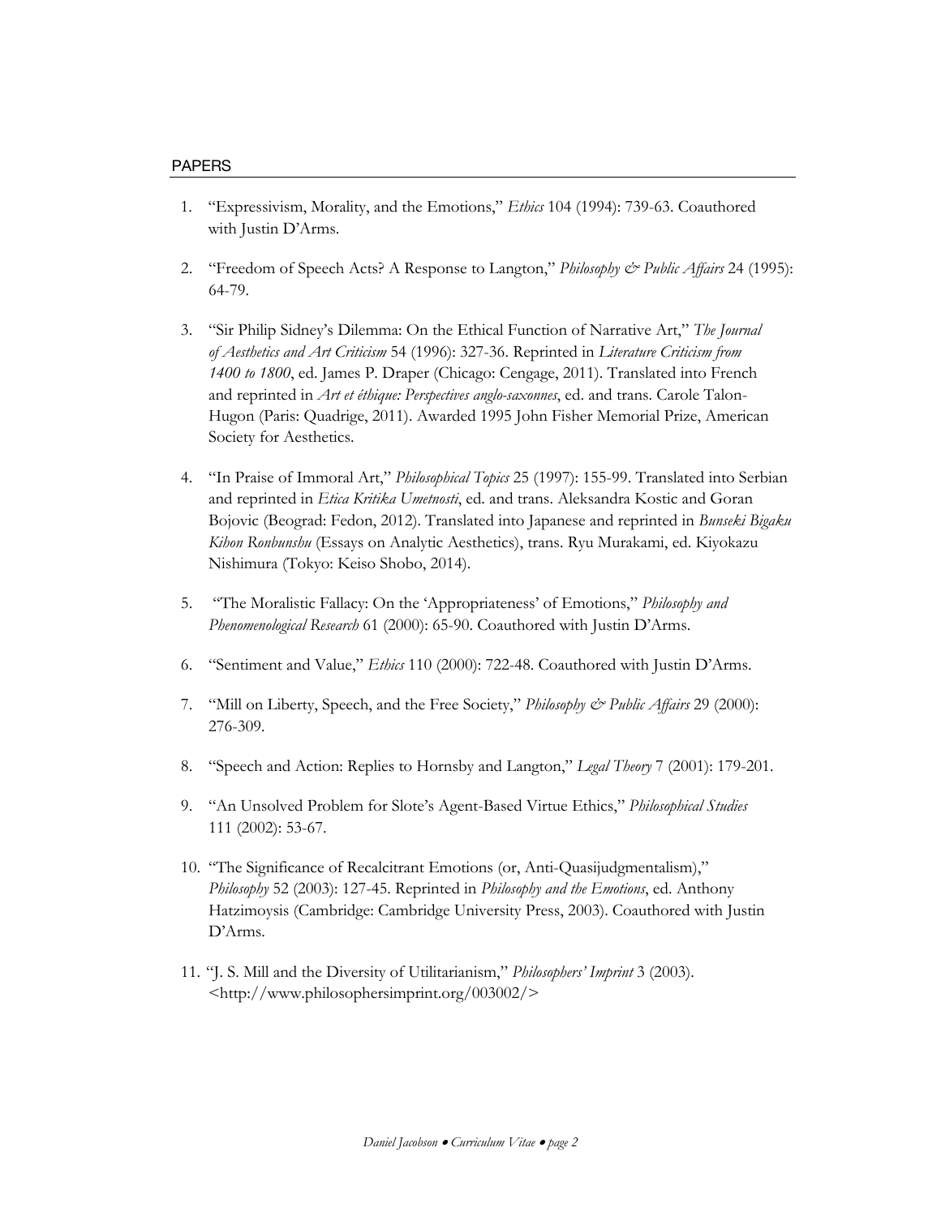## PAPERS

1. "Expressivism, Morality, and the Emotions," *Ethics* 104 (1994): 739-63. Coauthored with Justin D'Arms.

2. "Freedom of Speech Acts? A Response to Langton," *Philosophy & Public Affairs* 24 (1995): 64-79.

3. "Sir Philip Sidney's Dilemma: On the Ethical Function of Narrative Art," *The Journal of Aesthetics and Art Criticism* 54 (1996): 327-36. Reprinted in *Literature Criticism from 1400 to 1800*, ed. James P. Draper (Chicago: Cengage, 2011). Translated into French and reprinted in *Art et éthique: Perspectives anglo-saxonnes*, ed. and trans. Carole Talon-Hugon (Paris: Quadrige, 2011). Awarded 1995 John Fisher Memorial Prize, American Society for Aesthetics.

4. "In Praise of Immoral Art," *Philosophical Topics* 25 (1997): 155-99. Translated into Serbian and reprinted in *Etica Kritika Umetnosti*, ed. and trans. Aleksandra Kostic and Goran Bojovic (Beograd: Fedon, 2012). Translated into Japanese and reprinted in *Bunseki Bigaku Kihon Ronbunshu* (Essays on Analytic Aesthetics), trans. Ryu Murakami, ed. Kiyokazu Nishimura (Tokyo: Keiso Shobo, 2014).

5. "The Moralistic Fallacy: On the 'Appropriateness' of Emotions," *Philosophy and Phenomenological Research* 61 (2000): 65-90. Coauthored with Justin D'Arms.

6. "Sentiment and Value," *Ethics* 110 (2000): 722-48. Coauthored with Justin D'Arms.

7. "Mill on Liberty, Speech, and the Free Society," *Philosophy & Public Affairs* 29 (2000): 276-309.

8. "Speech and Action: Replies to Hornsby and Langton," *Legal Theory* 7 (2001): 179-201.

9. "An Unsolved Problem for Slote's Agent-Based Virtue Ethics," *Philosophical Studies* 111 (2002): 53-67.

10. "The Significance of Recalcitrant Emotions (or, Anti-Quasijudgmentalism)," *Philosophy* 52 (2003): 127-45. Reprinted in *Philosophy and the Emotions*, ed. Anthony Hatzimoysis (Cambridge: Cambridge University Press, 2003). Coauthored with Justin D'Arms.

11. "J. S. Mill and the Diversity of Utilitarianism," *Philosophers' Imprint* 3 (2003). <http://www.philosophersimprint.org/003002/>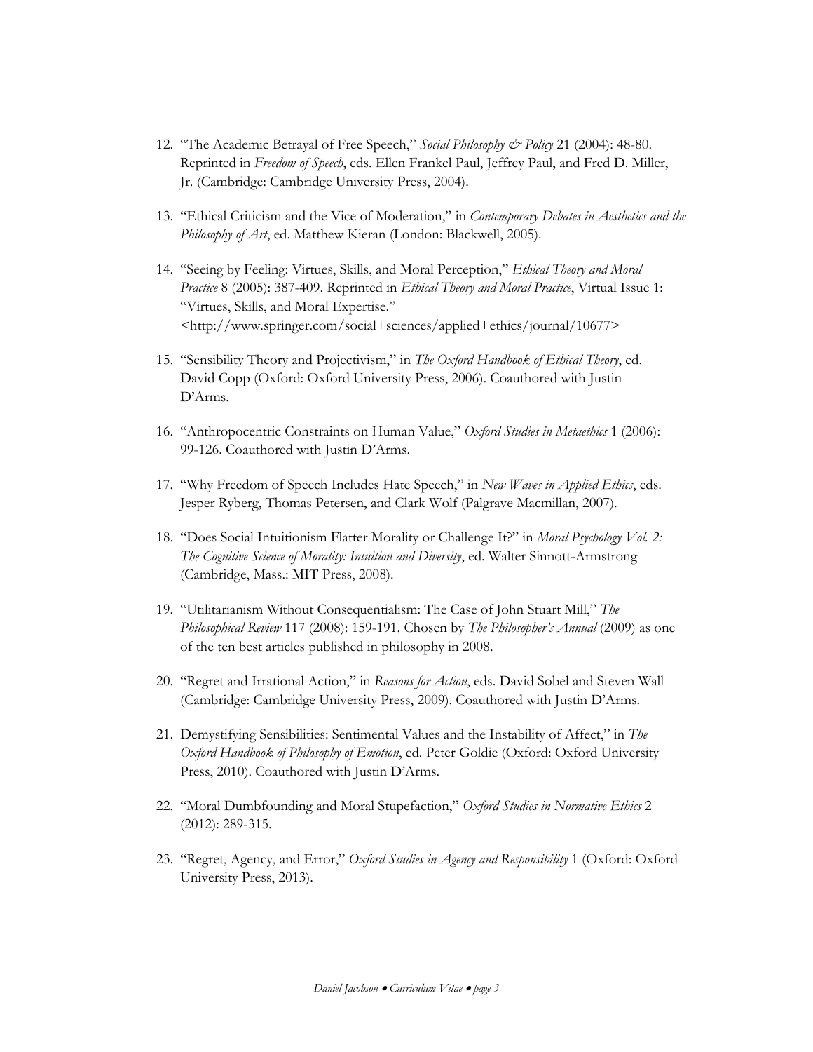12. "The Academic Betrayal of Free Speech," *Social Philosophy & Policy* 21 (2004): 48-80. Reprinted in *Freedom of Speech*, eds. Ellen Frankel Paul, Jeffrey Paul, and Fred D. Miller, Jr. (Cambridge: Cambridge University Press, 2004).

13. "Ethical Criticism and the Vice of Moderation," in *Contemporary Debates in Aesthetics and the Philosophy of Art*, ed. Matthew Kieran (London: Blackwell, 2005).

14. "Seeing by Feeling: Virtues, Skills, and Moral Perception," *Ethical Theory and Moral Practice* 8 (2005): 387-409. Reprinted in *Ethical Theory and Moral Practice*, Virtual Issue 1: "Virtues, Skills, and Moral Expertise." <http://www.springer.com/social+sciences/applied+ethics/journal/10677>

15. "Sensibility Theory and Projectivism," in *The Oxford Handbook of Ethical Theory*, ed. David Copp (Oxford: Oxford University Press, 2006). Coauthored with Justin D'Arms.

16. "Anthropocentric Constraints on Human Value," *Oxford Studies in Metaethics* 1 (2006): 99-126. Coauthored with Justin D'Arms.

17. "Why Freedom of Speech Includes Hate Speech," in *New Waves in Applied Ethics*, eds. Jesper Ryberg, Thomas Petersen, and Clark Wolf (Palgrave Macmillan, 2007).

18. "Does Social Intuitionism Flatter Morality or Challenge It?" in *Moral Psychology Vol. 2: The Cognitive Science of Morality: Intuition and Diversity*, ed. Walter Sinnott-Armstrong (Cambridge, Mass.: MIT Press, 2008).

19. "Utilitarianism Without Consequentialism: The Case of John Stuart Mill," *The Philosophical Review* 117 (2008): 159-191. Chosen by *The Philosopher's Annual* (2009) as one of the ten best articles published in philosophy in 2008.

20. "Regret and Irrational Action," in *Reasons for Action*, eds. David Sobel and Steven Wall (Cambridge: Cambridge University Press, 2009). Coauthored with Justin D'Arms.

21. Demystifying Sensibilities: Sentimental Values and the Instability of Affect," in *The Oxford Handbook of Philosophy of Emotion*, ed. Peter Goldie (Oxford: Oxford University Press, 2010). Coauthored with Justin D'Arms.

22. "Moral Dumbfounding and Moral Stupefaction," *Oxford Studies in Normative Ethics* 2 (2012): 289-315.

23. "Regret, Agency, and Error," *Oxford Studies in Agency and Responsibility* 1 (Oxford: Oxford University Press, 2013).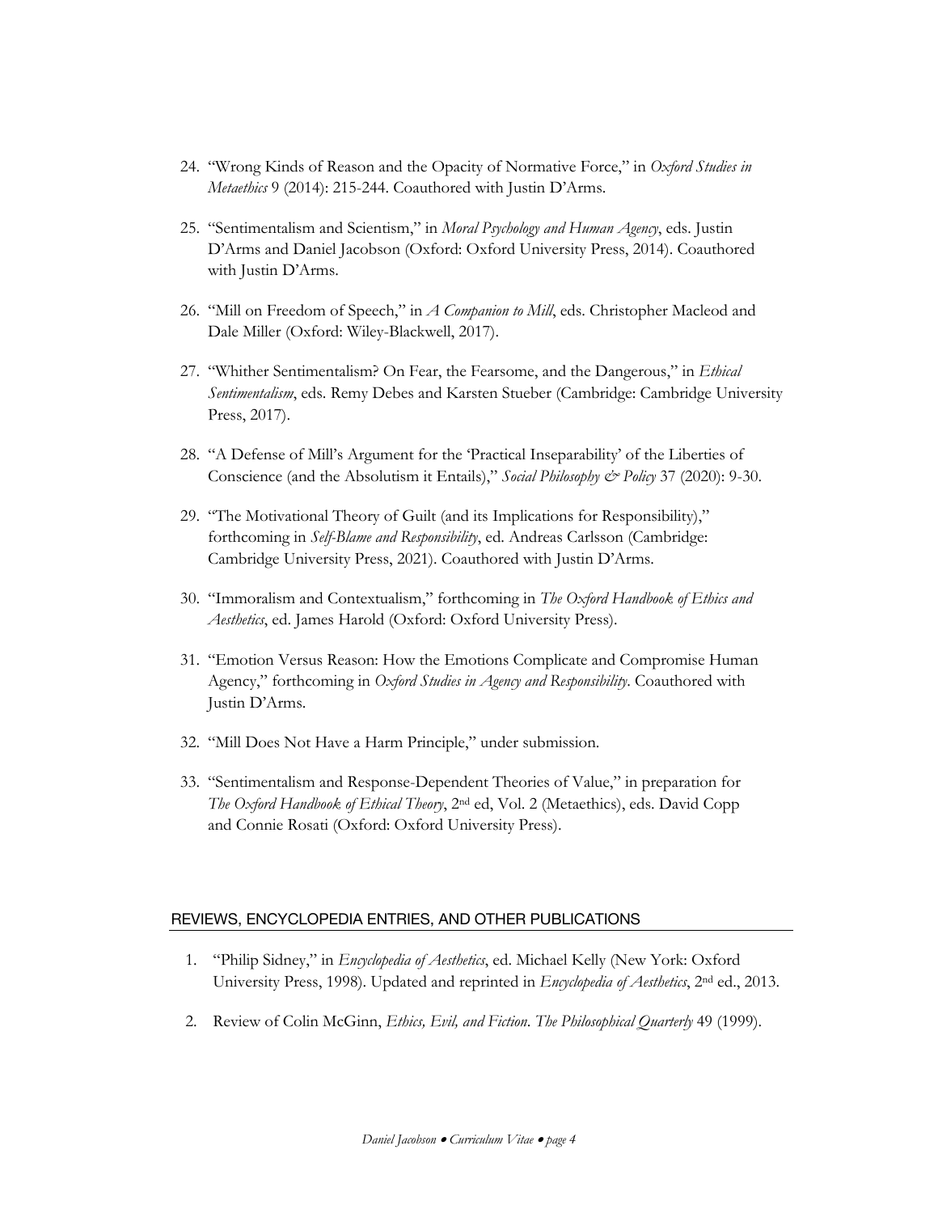24. "Wrong Kinds of Reason and the Opacity of Normative Force," in *Oxford Studies in Metaethics* 9 (2014): 215-244. Coauthored with Justin D'Arms.

25. "Sentimentalism and Scientism," in *Moral Psychology and Human Agency*, eds. Justin D'Arms and Daniel Jacobson (Oxford: Oxford University Press, 2014). Coauthored with Justin D'Arms.

26. "Mill on Freedom of Speech," in *A Companion to Mill*, eds. Christopher Macleod and Dale Miller (Oxford: Wiley-Blackwell, 2017).

27. "Whither Sentimentalism? On Fear, the Fearsome, and the Dangerous," in *Ethical Sentimentalism*, eds. Remy Debes and Karsten Stueber (Cambridge: Cambridge University Press, 2017).

28. "A Defense of Mill's Argument for the 'Practical Inseparability' of the Liberties of Conscience (and the Absolutism it Entails)," *Social Philosophy & Policy* 37 (2020): 9-30.

29. "The Motivational Theory of Guilt (and its Implications for Responsibility)," forthcoming in *Self-Blame and Responsibility*, ed. Andreas Carlsson (Cambridge: Cambridge University Press, 2021). Coauthored with Justin D'Arms.

30. "Immoralism and Contextualism," forthcoming in *The Oxford Handbook of Ethics and Aesthetics*, ed. James Harold (Oxford: Oxford University Press).

31. "Emotion Versus Reason: How the Emotions Complicate and Compromise Human Agency," forthcoming in *Oxford Studies in Agency and Responsibility*. Coauthored with Justin D'Arms.

32. "Mill Does Not Have a Harm Principle," under submission.

33. "Sentimentalism and Response-Dependent Theories of Value," in preparation for *The Oxford Handbook of Ethical Theory*, 2nd ed, Vol. 2 (Metaethics), eds. David Copp and Connie Rosati (Oxford: Oxford University Press).

## REVIEWS, ENCYCLOPEDIA ENTRIES, AND OTHER PUBLICATIONS

1. "Philip Sidney," in *Encyclopedia of Aesthetics*, ed. Michael Kelly (New York: Oxford University Press, 1998). Updated and reprinted in *Encyclopedia of Aesthetics*, 2nd ed., 2013.

2. Review of Colin McGinn, *Ethics, Evil, and Fiction*. *The Philosophical Quarterly* 49 (1999).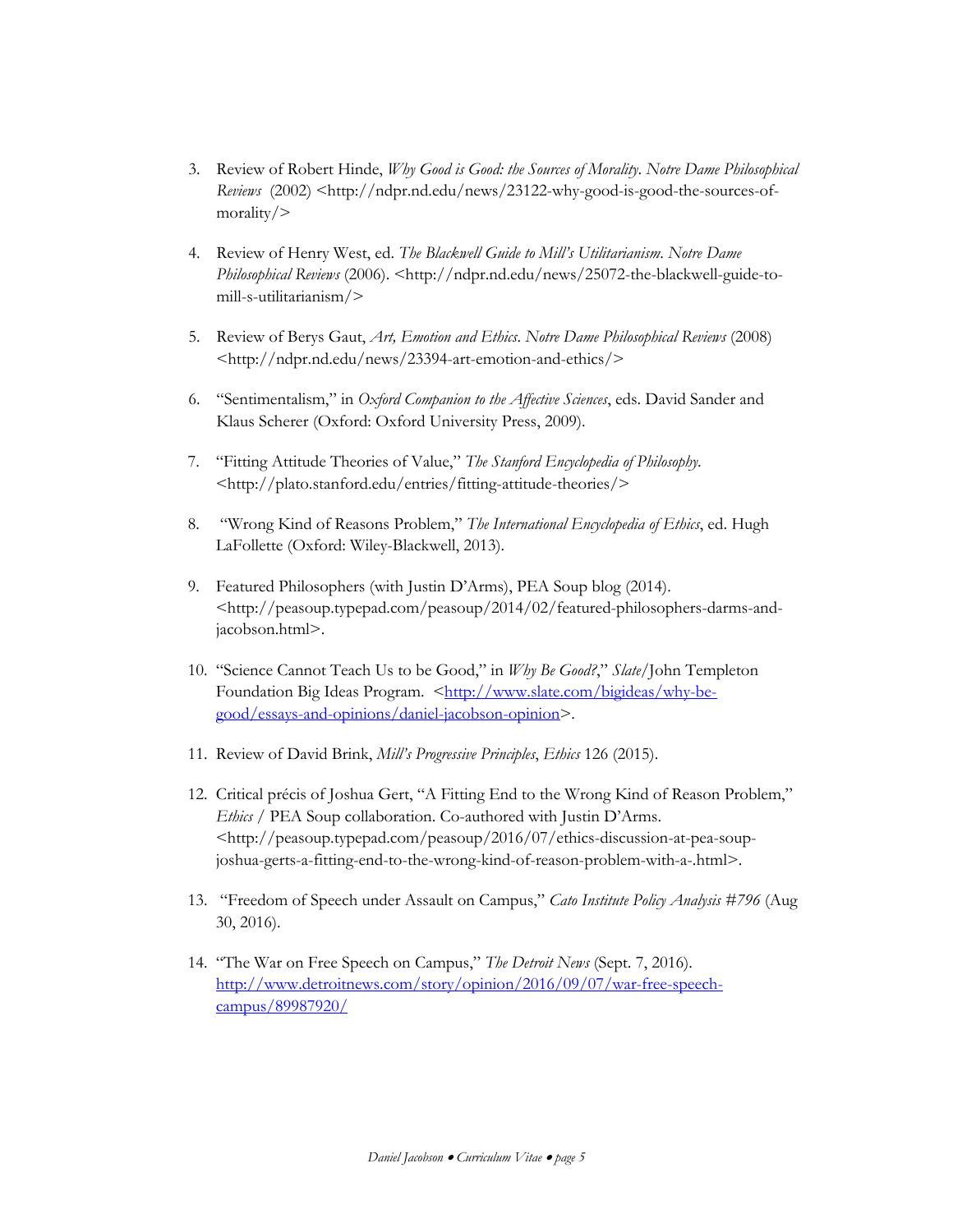3. Review of Robert Hinde, *Why Good is Good: the Sources of Morality*. *Notre Dame Philosophical Reviews* (2002) <http://ndpr.nd.edu/news/23122-why-good-is-good-the-sources-of-morality/>

4. Review of Henry West, ed. *The Blackwell Guide to Mill's Utilitarianism*. *Notre Dame Philosophical Reviews* (2006). <http://ndpr.nd.edu/news/25072-the-blackwell-guide-to-mill-s-utilitarianism/>

5. Review of Berys Gaut, *Art, Emotion and Ethics*. *Notre Dame Philosophical Reviews* (2008) <http://ndpr.nd.edu/news/23394-art-emotion-and-ethics/>

6. "Sentimentalism," in *Oxford Companion to the Affective Sciences*, eds. David Sander and Klaus Scherer (Oxford: Oxford University Press, 2009).

7. "Fitting Attitude Theories of Value," *The Stanford Encyclopedia of Philosophy*. <http://plato.stanford.edu/entries/fitting-attitude-theories/>

8. "Wrong Kind of Reasons Problem," *The International Encyclopedia of Ethics*, ed. Hugh LaFollette (Oxford: Wiley-Blackwell, 2013).

9. Featured Philosophers (with Justin D'Arms), PEA Soup blog (2014). <http://peasoup.typepad.com/peasoup/2014/02/featured-philosophers-darms-and-jacobson.html>.

10. "Science Cannot Teach Us to be Good," in *Why Be Good?*," *Slate*/John Templeton Foundation Big Ideas Program. <http://www.slate.com/bigideas/why-be-good/essays-and-opinions/daniel-jacobson-opinion>.

11. Review of David Brink, *Mill's Progressive Principles*, *Ethics* 126 (2015).

12. Critical précis of Joshua Gert, "A Fitting End to the Wrong Kind of Reason Problem," *Ethics* / PEA Soup collaboration. Co-authored with Justin D'Arms. <http://peasoup.typepad.com/peasoup/2016/07/ethics-discussion-at-pea-soup-joshua-gerts-a-fitting-end-to-the-wrong-kind-of-reason-problem-with-a-.html>.

13. "Freedom of Speech under Assault on Campus," *Cato Institute Policy Analysis #796* (Aug 30, 2016).

14. "The War on Free Speech on Campus," *The Detroit News* (Sept. 7, 2016). http://www.detroitnews.com/story/opinion/2016/09/07/war-free-speech-campus/89987920/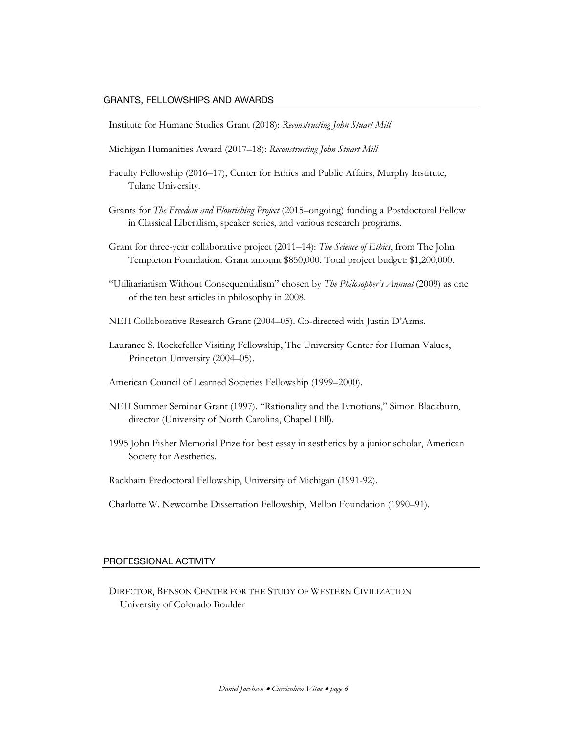## GRANTS, FELLOWSHIPS AND AWARDS

Institute for Humane Studies Grant (2018): *Reconstructing John Stuart Mill*

Michigan Humanities Award (2017–18): *Reconstructing John Stuart Mill*

Faculty Fellowship (2016–17), Center for Ethics and Public Affairs, Murphy Institute, Tulane University.

Grants for *The Freedom and Flourishing Project* (2015–ongoing) funding a Postdoctoral Fellow in Classical Liberalism, speaker series, and various research programs.

Grant for three-year collaborative project (2011–14): *The Science of Ethics*, from The John Templeton Foundation. Grant amount $850,000. Total project budget: $1,200,000.

"Utilitarianism Without Consequentialism" chosen by *The Philosopher's Annual* (2009) as one of the ten best articles in philosophy in 2008.

NEH Collaborative Research Grant (2004–05). Co-directed with Justin D'Arms.

Laurance S. Rockefeller Visiting Fellowship, The University Center for Human Values, Princeton University (2004–05).

American Council of Learned Societies Fellowship (1999–2000).

NEH Summer Seminar Grant (1997). "Rationality and the Emotions," Simon Blackburn, director (University of North Carolina, Chapel Hill).

1995 John Fisher Memorial Prize for best essay in aesthetics by a junior scholar, American Society for Aesthetics.

Rackham Predoctoral Fellowship, University of Michigan (1991-92).

Charlotte W. Newcombe Dissertation Fellowship, Mellon Foundation (1990–91).

## PROFESSIONAL ACTIVITY

DIRECTOR, BENSON CENTER FOR THE STUDY OF WESTERN CIVILIZATION
University of Colorado Boulder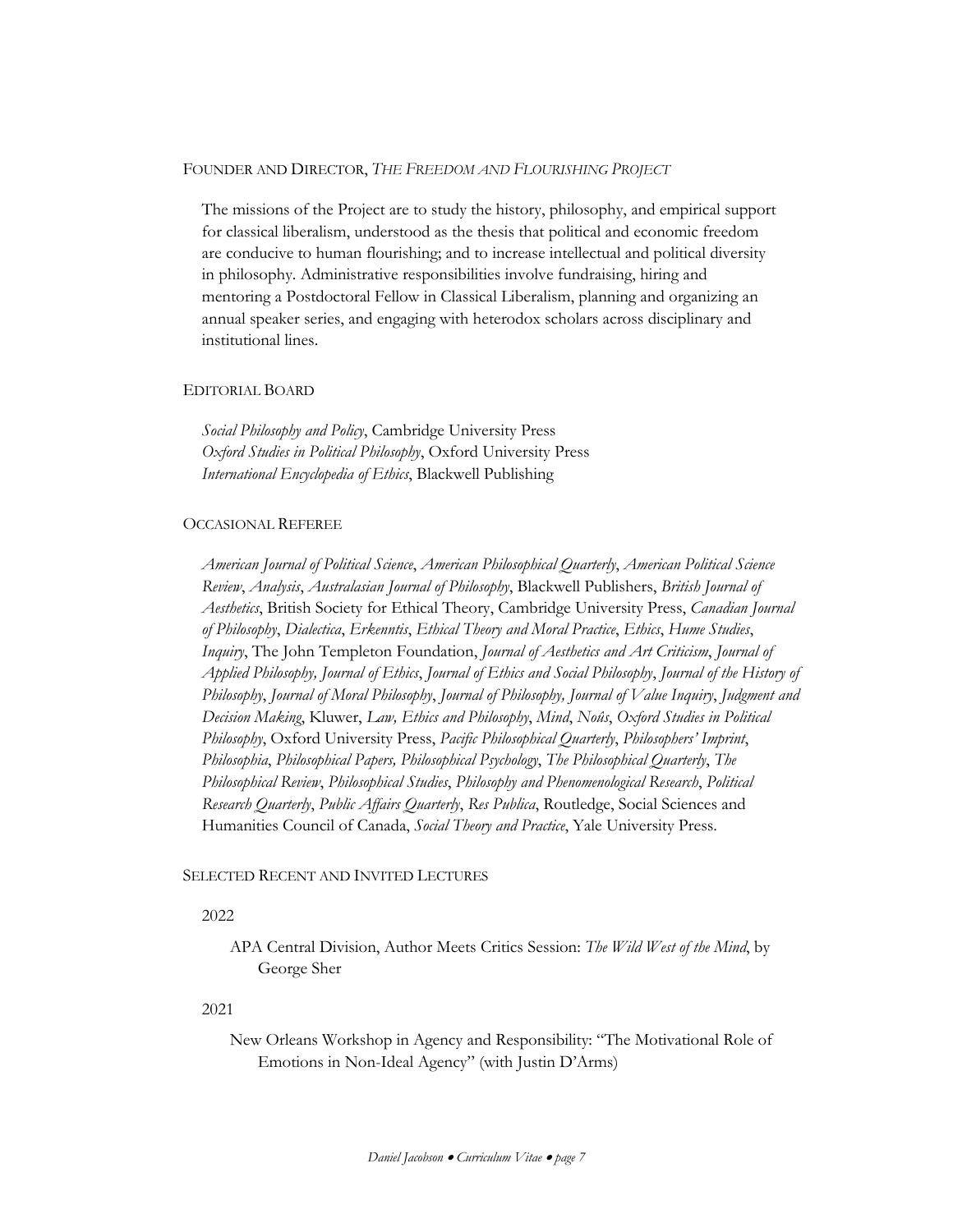## Founder and Director, *The Freedom and Flourishing Project*

The missions of the Project are to study the history, philosophy, and empirical support for classical liberalism, understood as the thesis that political and economic freedom are conducive to human flourishing; and to increase intellectual and political diversity in philosophy. Administrative responsibilities involve fundraising, hiring and mentoring a Postdoctoral Fellow in Classical Liberalism, planning and organizing an annual speaker series, and engaging with heterodox scholars across disciplinary and institutional lines.

## Editorial Board

*Social Philosophy and Policy*, Cambridge University Press
*Oxford Studies in Political Philosophy*, Oxford University Press
*International Encyclopedia of Ethics*, Blackwell Publishing

## Occasional Referee

*American Journal of Political Science*, *American Philosophical Quarterly*, *American Political Science Review*, *Analysis*, *Australasian Journal of Philosophy*, Blackwell Publishers, *British Journal of Aesthetics*, British Society for Ethical Theory, Cambridge University Press, *Canadian Journal of Philosophy*, *Dialectica*, *Erkenntis*, *Ethical Theory and Moral Practice*, *Ethics*, *Hume Studies*, *Inquiry*, The John Templeton Foundation, *Journal of Aesthetics and Art Criticism*, *Journal of Applied Philosophy, Journal of Ethics*, *Journal of Ethics and Social Philosophy*, *Journal of the History of Philosophy*, *Journal of Moral Philosophy*, *Journal of Philosophy, Journal of Value Inquiry*, *Judgment and Decision Making*, Kluwer, *Law, Ethics and Philosophy*, *Mind*, *Noûs*, *Oxford Studies in Political Philosophy*, Oxford University Press, *Pacific Philosophical Quarterly*, *Philosophers' Imprint*, *Philosophia*, *Philosophical Papers, Philosophical Psychology*, *The Philosophical Quarterly*, *The Philosophical Review*, *Philosophical Studies*, *Philosophy and Phenomenological Research*, *Political Research Quarterly*, *Public Affairs Quarterly*, *Res Publica*, Routledge, Social Sciences and Humanities Council of Canada, *Social Theory and Practice*, Yale University Press.

## Selected Recent and Invited Lectures

2022

APA Central Division, Author Meets Critics Session: *The Wild West of the Mind*, by George Sher

2021

New Orleans Workshop in Agency and Responsibility: "The Motivational Role of Emotions in Non-Ideal Agency" (with Justin D'Arms)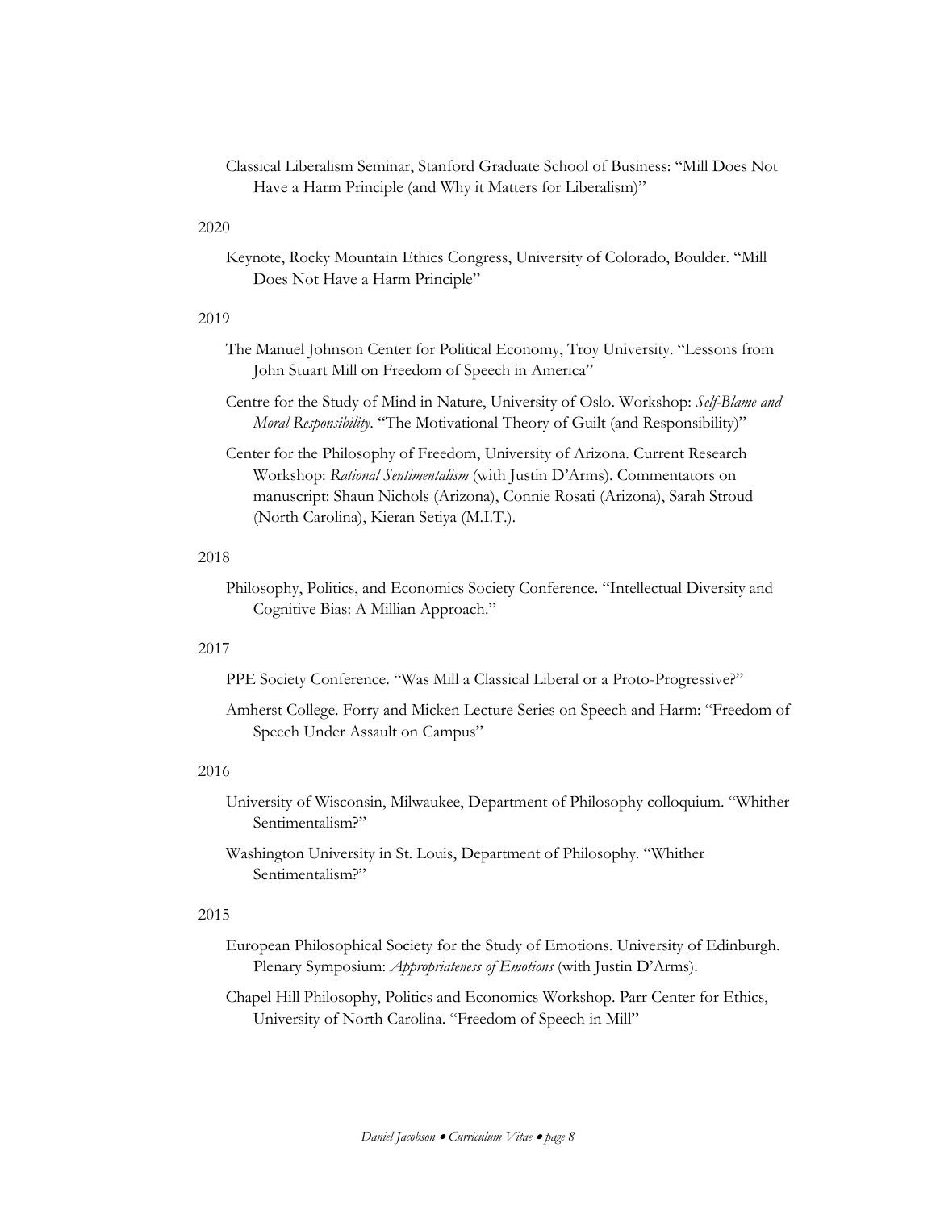Classical Liberalism Seminar, Stanford Graduate School of Business: "Mill Does Not Have a Harm Principle (and Why it Matters for Liberalism)"

2020

Keynote, Rocky Mountain Ethics Congress, University of Colorado, Boulder. "Mill Does Not Have a Harm Principle"

2019

The Manuel Johnson Center for Political Economy, Troy University. "Lessons from John Stuart Mill on Freedom of Speech in America"

Centre for the Study of Mind in Nature, University of Oslo. Workshop: *Self-Blame and Moral Responsibility*. "The Motivational Theory of Guilt (and Responsibility)"

Center for the Philosophy of Freedom, University of Arizona. Current Research Workshop: *Rational Sentimentalism* (with Justin D'Arms). Commentators on manuscript: Shaun Nichols (Arizona), Connie Rosati (Arizona), Sarah Stroud (North Carolina), Kieran Setiya (M.I.T.).

2018

Philosophy, Politics, and Economics Society Conference. "Intellectual Diversity and Cognitive Bias: A Millian Approach."

2017

PPE Society Conference. "Was Mill a Classical Liberal or a Proto-Progressive?"

Amherst College. Forry and Micken Lecture Series on Speech and Harm: "Freedom of Speech Under Assault on Campus"

2016

University of Wisconsin, Milwaukee, Department of Philosophy colloquium. "Whither Sentimentalism?"

Washington University in St. Louis, Department of Philosophy. "Whither Sentimentalism?"

2015

European Philosophical Society for the Study of Emotions. University of Edinburgh. Plenary Symposium: *Appropriateness of Emotions* (with Justin D'Arms).

Chapel Hill Philosophy, Politics and Economics Workshop. Parr Center for Ethics, University of North Carolina. "Freedom of Speech in Mill"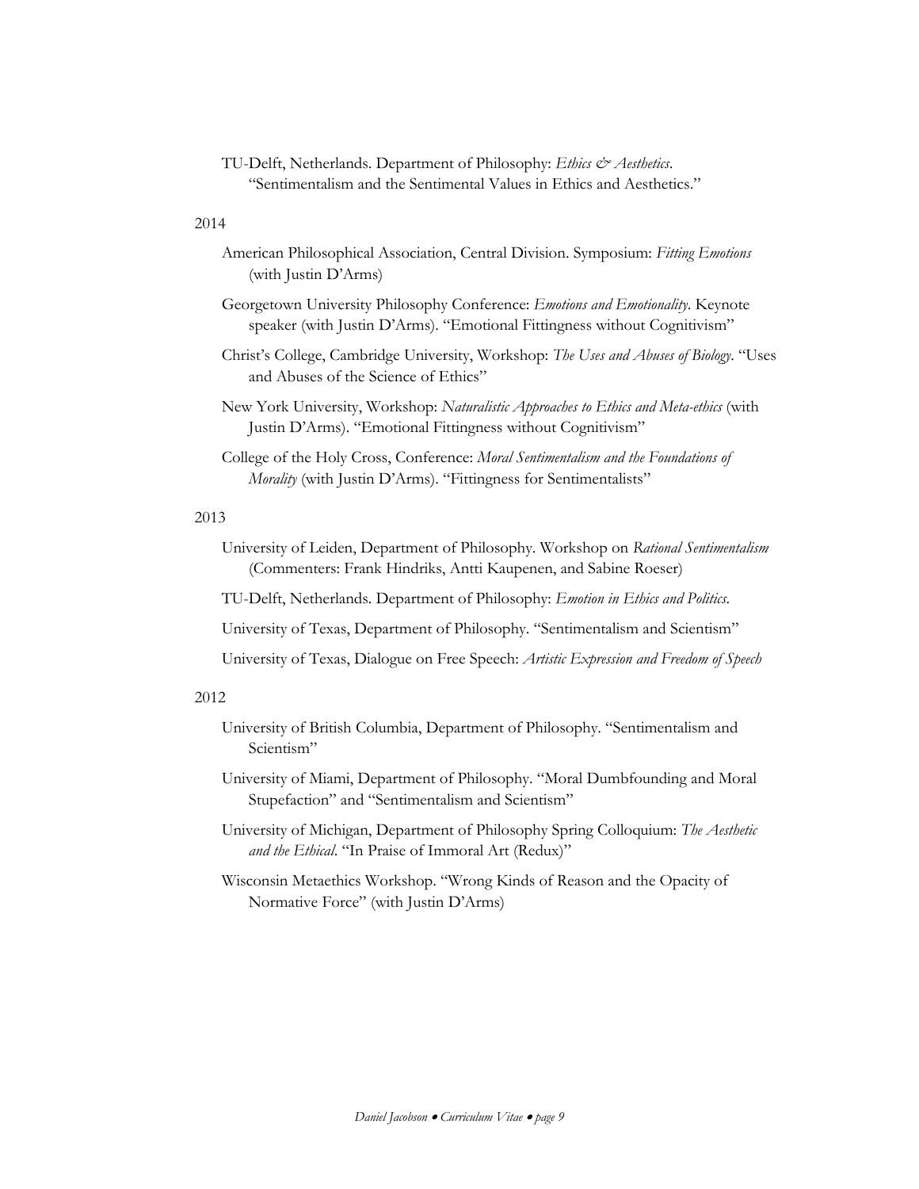TU-Delft, Netherlands. Department of Philosophy: *Ethics & Aesthetics*. "Sentimentalism and the Sentimental Values in Ethics and Aesthetics."

2014

American Philosophical Association, Central Division. Symposium: *Fitting Emotions* (with Justin D'Arms)

Georgetown University Philosophy Conference: *Emotions and Emotionality*. Keynote speaker (with Justin D'Arms). "Emotional Fittingness without Cognitivism"

Christ's College, Cambridge University, Workshop: *The Uses and Abuses of Biology*. "Uses and Abuses of the Science of Ethics"

New York University, Workshop: *Naturalistic Approaches to Ethics and Meta-ethics* (with Justin D'Arms). "Emotional Fittingness without Cognitivism"

College of the Holy Cross, Conference: *Moral Sentimentalism and the Foundations of Morality* (with Justin D'Arms). "Fittingness for Sentimentalists"

2013

University of Leiden, Department of Philosophy. Workshop on *Rational Sentimentalism* (Commenters: Frank Hindriks, Antti Kaupenen, and Sabine Roeser)

TU-Delft, Netherlands. Department of Philosophy: *Emotion in Ethics and Politics*.

University of Texas, Department of Philosophy. "Sentimentalism and Scientism"

University of Texas, Dialogue on Free Speech: *Artistic Expression and Freedom of Speech*

2012

University of British Columbia, Department of Philosophy. "Sentimentalism and Scientism"

University of Miami, Department of Philosophy. "Moral Dumbfounding and Moral Stupefaction" and "Sentimentalism and Scientism"

University of Michigan, Department of Philosophy Spring Colloquium: *The Aesthetic and the Ethical*. "In Praise of Immoral Art (Redux)"

Wisconsin Metaethics Workshop. "Wrong Kinds of Reason and the Opacity of Normative Force" (with Justin D'Arms)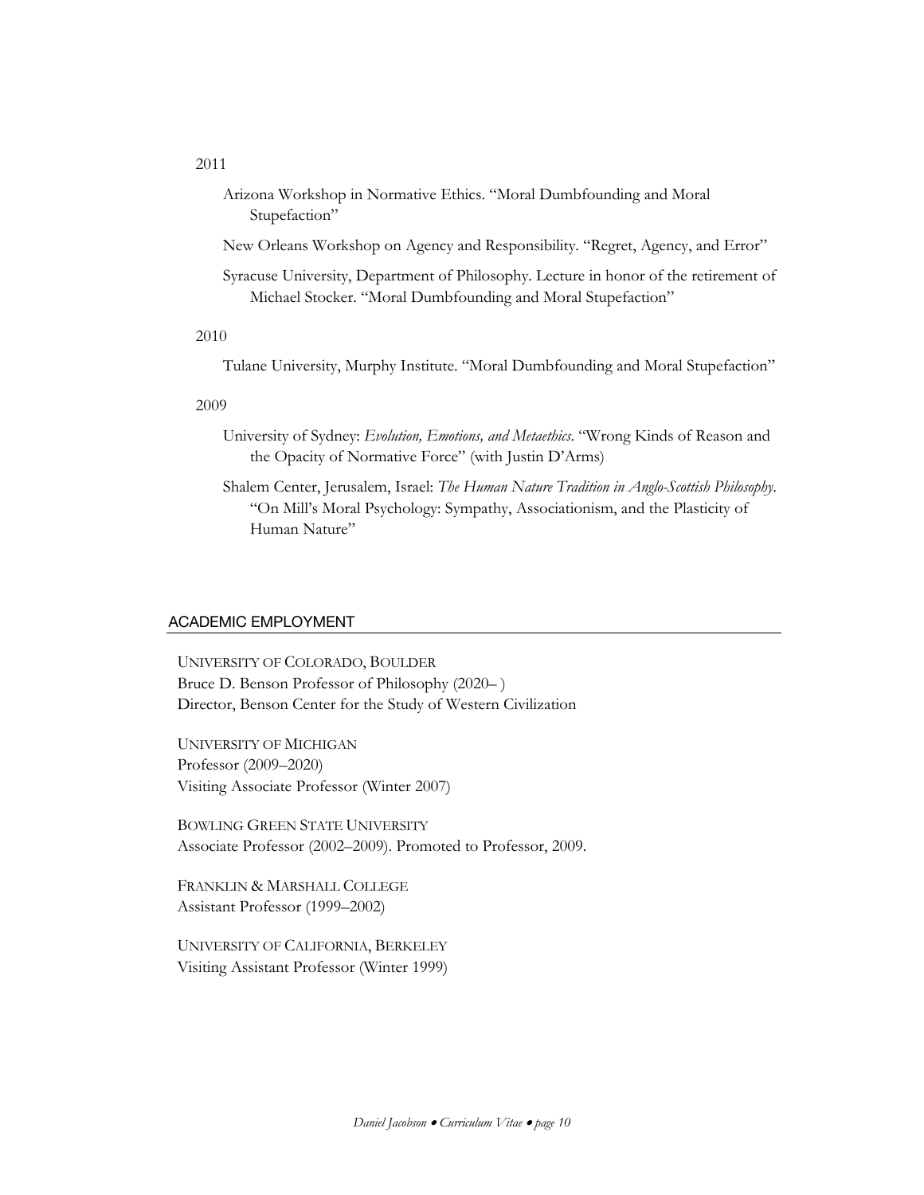2011

Arizona Workshop in Normative Ethics. "Moral Dumbfounding and Moral Stupefaction"

New Orleans Workshop on Agency and Responsibility. "Regret, Agency, and Error"

Syracuse University, Department of Philosophy. Lecture in honor of the retirement of Michael Stocker. "Moral Dumbfounding and Moral Stupefaction"

2010

Tulane University, Murphy Institute. "Moral Dumbfounding and Moral Stupefaction"

2009

University of Sydney: *Evolution, Emotions, and Metaethics*. "Wrong Kinds of Reason and the Opacity of Normative Force" (with Justin D'Arms)

Shalem Center, Jerusalem, Israel: *The Human Nature Tradition in Anglo-Scottish Philosophy*. "On Mill's Moral Psychology: Sympathy, Associationism, and the Plasticity of Human Nature"

## ACADEMIC EMPLOYMENT

UNIVERSITY OF COLORADO, BOULDER
Bruce D. Benson Professor of Philosophy (2020– )
Director, Benson Center for the Study of Western Civilization

UNIVERSITY OF MICHIGAN
Professor (2009–2020)
Visiting Associate Professor (Winter 2007)

BOWLING GREEN STATE UNIVERSITY
Associate Professor (2002–2009). Promoted to Professor, 2009.

FRANKLIN & MARSHALL COLLEGE
Assistant Professor (1999–2002)

UNIVERSITY OF CALIFORNIA, BERKELEY
Visiting Assistant Professor (Winter 1999)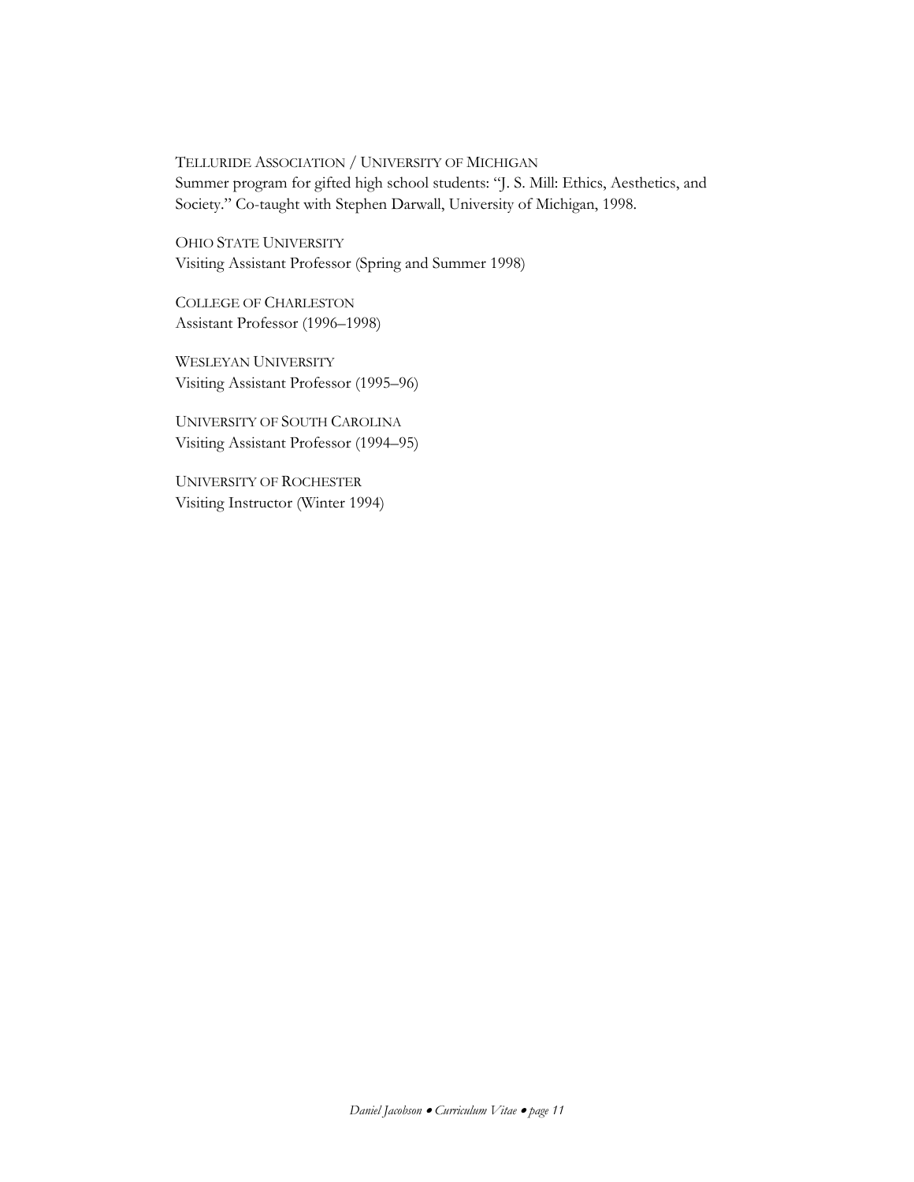TELLURIDE ASSOCIATION / UNIVERSITY OF MICHIGAN
Summer program for gifted high school students: "J. S. Mill: Ethics, Aesthetics, and Society." Co-taught with Stephen Darwall, University of Michigan, 1998.

OHIO STATE UNIVERSITY
Visiting Assistant Professor (Spring and Summer 1998)

COLLEGE OF CHARLESTON
Assistant Professor (1996–1998)

WESLEYAN UNIVERSITY
Visiting Assistant Professor (1995–96)

UNIVERSITY OF SOUTH CAROLINA
Visiting Assistant Professor (1994–95)

UNIVERSITY OF ROCHESTER
Visiting Instructor (Winter 1994)